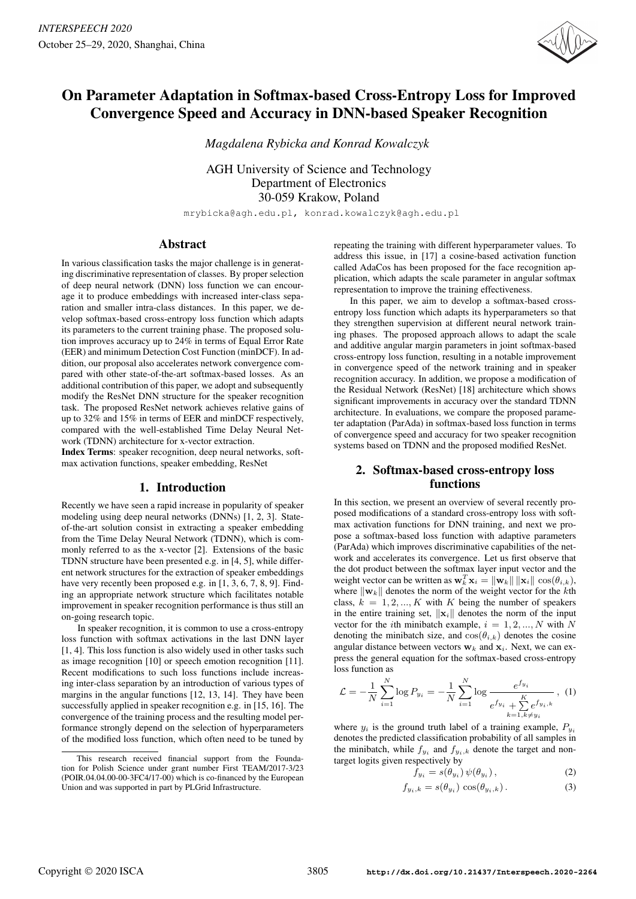# On Parameter Adaptation in Softmax-based Cross-Entropy Loss for Improved Convergence Speed and Accuracy in DNN-based Speaker Recognition

*Magdalena Rybicka and Konrad Kowalczyk*

AGH University of Science and Technology
Department of Electronics
30-059 Krakow, Poland

mrybicka@agh.edu.pl, konrad.kowalczyk@agh.edu.pl

## Abstract

In various classification tasks the major challenge is in generating discriminative representation of classes. By proper selection of deep neural network (DNN) loss function we can encourage it to produce embeddings with increased inter-class separation and smaller intra-class distances. In this paper, we develop softmax-based cross-entropy loss function which adapts its parameters to the current training phase. The proposed solution improves accuracy up to 24% in terms of Equal Error Rate (EER) and minimum Detection Cost Function (minDCF). In addition, our proposal also accelerates network convergence compared with other state-of-the-art softmax-based losses. As an additional contribution of this paper, we adopt and subsequently modify the ResNet DNN structure for the speaker recognition task. The proposed ResNet network achieves relative gains of up to 32% and 15% in terms of EER and minDCF respectively, compared with the well-established Time Delay Neural Network (TDNN) architecture for x-vector extraction.

**Index Terms**: speaker recognition, deep neural networks, softmax activation functions, speaker embedding, ResNet

## 1. Introduction

Recently we have seen a rapid increase in popularity of speaker modeling using deep neural networks (DNNs) [1, 2, 3]. State-of-the-art solution consist in extracting a speaker embedding from the Time Delay Neural Network (TDNN), which is commonly referred to as the x-vector [2]. Extensions of the basic TDNN structure have been presented e.g. in [4, 5], while different network structures for the extraction of speaker embeddings have very recently been proposed e.g. in [1, 3, 6, 7, 8, 9]. Finding an appropriate network structure which facilitates notable improvement in speaker recognition performance is thus still an on-going research topic.

In speaker recognition, it is common to use a cross-entropy loss function with softmax activations in the last DNN layer [1, 4]. This loss function is also widely used in other tasks such as image recognition [10] or speech emotion recognition [11]. Recent modifications to such loss functions include increasing inter-class separation by an introduction of various types of margins in the angular functions [12, 13, 14]. They have been successfully applied in speaker recognition e.g. in [15, 16]. The convergence of the training process and the resulting model performance strongly depend on the selection of hyperparameters of the modified loss function, which often need to be tuned by repeating the training with different hyperparameter values. To address this issue, in [17] a cosine-based activation function called AdaCos has been proposed for the face recognition application, which adapts the scale parameter in angular softmax representation to improve the training effectiveness.

In this paper, we aim to develop a softmax-based cross-entropy loss function which adapts its hyperparameters so that they strengthen supervision at different neural network training phases. The proposed approach allows to adapt the scale and additive angular margin parameters in joint softmax-based cross-entropy loss function, resulting in a notable improvement in convergence speed of the network training and in speaker recognition accuracy. In addition, we propose a modification of the Residual Network (ResNet) [18] architecture which shows significant improvements in accuracy over the standard TDNN architecture. In evaluations, we compare the proposed parameter adaptation (ParAda) in softmax-based loss function in terms of convergence speed and accuracy for two speaker recognition systems based on TDNN and the proposed modified ResNet.

## 2. Softmax-based cross-entropy loss functions

In this section, we present an overview of several recently proposed modifications of a standard cross-entropy loss with softmax activation functions for DNN training, and next we propose a softmax-based loss function with adaptive parameters (ParAda) which improves discriminative capabilities of the network and accelerates its convergence. Let us first observe that the dot product between the softmax layer input vector and the weight vector can be written as $\mathbf{w}_k^T \mathbf{x}_i = \|\mathbf{w}_k\| \, \|\mathbf{x}_i\| \, \cos(\theta_{i,k})$, where $\|\mathbf{w}_k\|$ denotes the norm of the weight vector for the $k$th class, $k = 1, 2, ..., K$ with $K$ being the number of speakers in the entire training set, $\|\mathbf{x}_i\|$ denotes the norm of the input vector for the $i$th minibatch example, $i = 1, 2, ..., N$ with $N$ denoting the minibatch size, and $\cos(\theta_{i,k})$ denotes the cosine angular distance between vectors $\mathbf{w}_k$ and $\mathbf{x}_i$. Next, we can express the general equation for the softmax-based cross-entropy loss function as

$$\mathcal{L} = -\frac{1}{N} \sum_{i=1}^{N} \log P_{y_i} = -\frac{1}{N} \sum_{i=1}^{N} \log \frac{e^{f_{y_i}}}{e^{f_{y_i}} + \sum\limits_{k=1, k \neq y_i}^{K} e^{f_{y_i,k}}}, \quad (1)$$

where $y_i$ is the ground truth label of a training example, $P_{y_i}$ denotes the predicted classification probability of all samples in the minibatch, while $f_{y_i}$ and $f_{y_i,k}$ denote the target and non-target logits given respectively by

$$f_{y_i} = s(\theta_{y_i}) \, \psi(\theta_{y_i}), \quad (2)$$

$$f_{y_i,k} = s(\theta_{y_i}) \, \cos(\theta_{y_i,k}). \quad (3)$$

This research received financial support from the Foundation for Polish Science under grant number First TEAM/2017-3/23 (POIR.04.04.00-00-3FC4/17-00) which is co-financed by the European Union and was supported in part by PLGrid Infrastructure.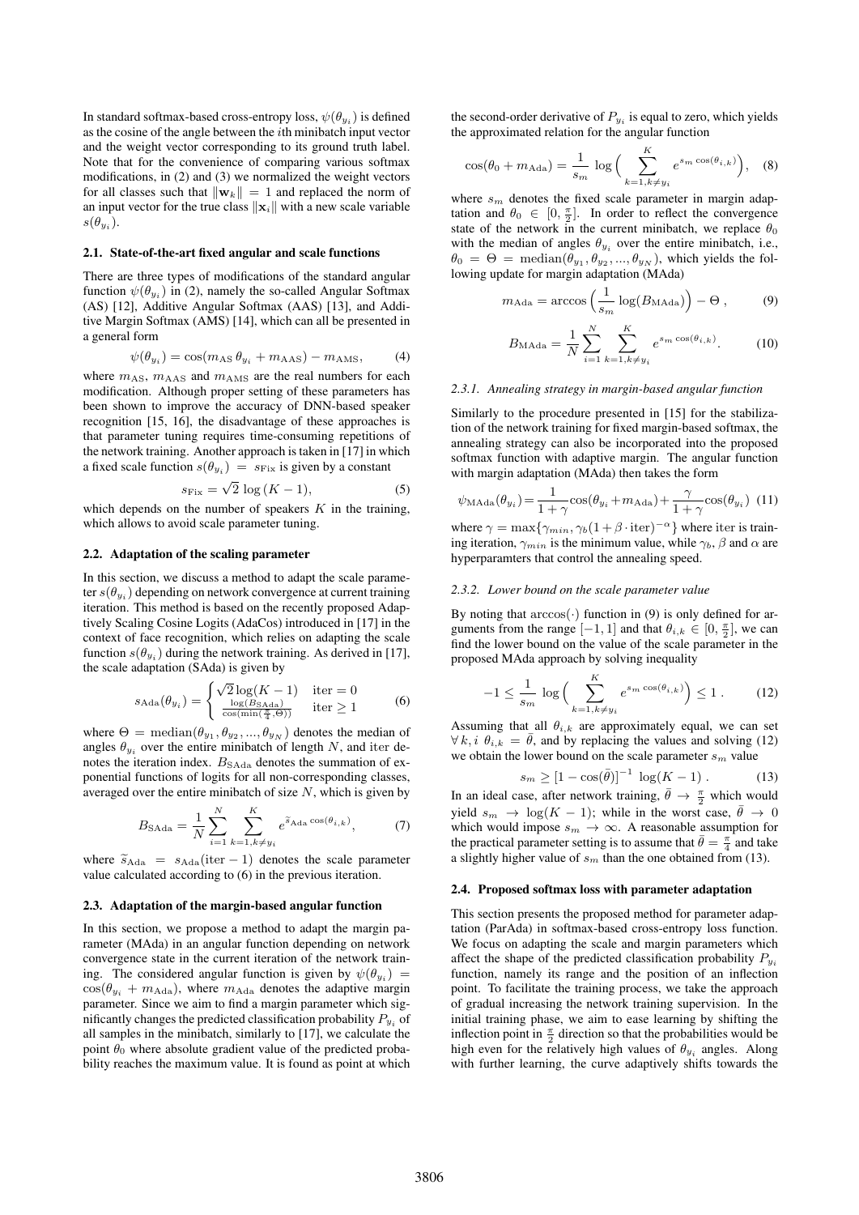In standard softmax-based cross-entropy loss, $\psi(\theta_{y_i})$ is defined as the cosine of the angle between the $i$th minibatch input vector and the weight vector corresponding to its ground truth label. Note that for the convenience of comparing various softmax modifications, in (2) and (3) we normalized the weight vectors for all classes such that $\|\mathbf{w}_k\| = 1$ and replaced the norm of an input vector for the true class $\|\mathbf{x}_i\|$ with a new scale variable $s(\theta_{y_i})$.

### 2.1. State-of-the-art fixed angular and scale functions

There are three types of modifications of the standard angular function $\psi(\theta_{y_i})$ in (2), namely the so-called Angular Softmax (AS) [12], Additive Angular Softmax (AAS) [13], and Additive Margin Softmax (AMS) [14], which can all be presented in a general form

$$\psi(\theta_{y_i}) = \cos(m_{\mathrm{AS}}\,\theta_{y_i} + m_{\mathrm{AAS}}) - m_{\mathrm{AMS}}, \qquad (4)$$

where $m_{\mathrm{AS}}$, $m_{\mathrm{AAS}}$ and $m_{\mathrm{AMS}}$ are the real numbers for each modification. Although proper setting of these parameters has been shown to improve the accuracy of DNN-based speaker recognition [15, 16], the disadvantage of these approaches is that parameter tuning requires time-consuming repetitions of the network training. Another approach is taken in [17] in which a fixed scale function $s(\theta_{y_i}) = s_{\mathrm{Fix}}$ is given by a constant

$$s_{\mathrm{Fix}} = \sqrt{2}\,\log{(K-1)}, \qquad (5)$$

which depends on the number of speakers $K$ in the training, which allows to avoid scale parameter tuning.

### 2.2. Adaptation of the scaling parameter

In this section, we discuss a method to adapt the scale parameter $s(\theta_{y_i})$ depending on network convergence at current training iteration. This method is based on the recently proposed Adaptively Scaling Cosine Logits (AdaCos) introduced in [17] in the context of face recognition, which relies on adapting the scale function $s(\theta_{y_i})$ during the network training. As derived in [17], the scale adaptation (SAda) is given by

$$s_{\mathrm{Ada}}(\theta_{y_i}) = \begin{cases} \sqrt{2}\log(K-1) & \mathrm{iter} = 0 \\ \frac{\log(B_{\mathrm{SAda}})}{\cos(\min(\frac{\pi}{4},\Theta))} & \mathrm{iter} \geq 1 \end{cases} \qquad (6)$$

where $\Theta = \mathrm{median}(\theta_{y_1}, \theta_{y_2}, ..., \theta_{y_N})$ denotes the median of angles $\theta_{y_i}$ over the entire minibatch of length $N$, and iter denotes the iteration index. $B_{\mathrm{SAda}}$ denotes the summation of exponential functions of logits for all non-corresponding classes, averaged over the entire minibatch of size $N$, which is given by

$$B_{\mathrm{SAda}} = \frac{1}{N}\sum_{i=1}^{N}\sum_{k=1,k\neq y_i}^{K} e^{\widetilde{s}_{\mathrm{Ada}}\cos(\theta_{i,k})}, \qquad (7)$$

where $\widetilde{s}_{\mathrm{Ada}} = s_{\mathrm{Ada}}(\mathrm{iter}-1)$ denotes the scale parameter value calculated according to (6) in the previous iteration.

### 2.3. Adaptation of the margin-based angular function

In this section, we propose a method to adapt the margin parameter (MAda) in an angular function depending on network convergence state in the current iteration of the network training. The considered angular function is given by $\psi(\theta_{y_i}) = \cos(\theta_{y_i} + m_{\mathrm{Ada}})$, where $m_{\mathrm{Ada}}$ denotes the adaptive margin parameter. Since we aim to find a margin parameter which significantly changes the predicted classification probability $P_{y_i}$ of all samples in the minibatch, similarly to [17], we calculate the point $\theta_0$ where absolute gradient value of the predicted probability reaches the maximum value. It is found as point at which the second-order derivative of $P_{y_i}$ is equal to zero, which yields the approximated relation for the angular function

$$\cos(\theta_0 + m_{\mathrm{Ada}}) = \frac{1}{s_m}\,\log\Big(\sum_{k=1,k\neq y_i}^{K} e^{s_m\cos(\theta_{i,k})}\Big), \qquad (8)$$

where $s_m$ denotes the fixed scale parameter in margin adaptation and $\theta_0 \in [0, \frac{\pi}{2}]$. In order to reflect the convergence state of the network in the current minibatch, we replace $\theta_0$ with the median of angles $\theta_{y_i}$ over the entire minibatch, i.e., $\theta_0 = \Theta = \mathrm{median}(\theta_{y_1}, \theta_{y_2}, ..., \theta_{y_N})$, which yields the following update for margin adaptation (MAda)

$$m_{\mathrm{Ada}} = \arccos\Big(\frac{1}{s_m}\log(B_{\mathrm{MAda}})\Big) - \Theta\,, \qquad (9)$$

$$B_{\mathrm{MAda}} = \frac{1}{N}\sum_{i=1}^{N}\sum_{k=1,k\neq y_i}^{K} e^{s_m\cos(\theta_{i,k})}. \qquad (10)$$

#### 2.3.1. Annealing strategy in margin-based angular function

Similarly to the procedure presented in [15] for the stabilization of the network training for fixed margin-based softmax, the annealing strategy can also be incorporated into the proposed softmax function with adaptive margin. The angular function with margin adaptation (MAda) then takes the form

$$\psi_{\mathrm{MAda}}(\theta_{y_i}) = \frac{1}{1+\gamma}\cos(\theta_{y_i} + m_{\mathrm{Ada}}) + \frac{\gamma}{1+\gamma}\cos(\theta_{y_i}) \qquad (11)$$

where $\gamma = \max\{\gamma_{min}, \gamma_b(1+\beta\cdot\mathrm{iter})^{-\alpha}\}$ where iter is training iteration, $\gamma_{min}$ is the minimum value, while $\gamma_b$, $\beta$ and $\alpha$ are hyperparamters that control the annealing speed.

#### 2.3.2. Lower bound on the scale parameter value

By noting that $\arccos(\cdot)$ function in (9) is only defined for arguments from the range $[-1, 1]$ and that $\theta_{i,k} \in [0, \frac{\pi}{2}]$, we can find the lower bound on the value of the scale parameter in the proposed MAda approach by solving inequality

$$-1 \leq \frac{1}{s_m}\,\log\Big(\sum_{k=1,k\neq y_i}^{K} e^{s_m\cos(\theta_{i,k})}\Big) \leq 1\,. \qquad (12)$$

Assuming that all $\theta_{i,k}$ are approximately equal, we can set $\forall\, k, i\;\; \theta_{i,k} = \bar{\theta}$, and by replacing the values and solving (12) we obtain the lower bound on the scale parameter $s_m$ value

$$s_m \geq [1 - \cos(\bar{\theta})]^{-1}\,\log(K-1)\,. \qquad (13)$$

In an ideal case, after network training, $\bar{\theta} \to \frac{\pi}{2}$ which would yield $s_m \to \log(K-1)$; while in the worst case, $\bar{\theta} \to 0$ which would impose $s_m \to \infty$. A reasonable assumption for the practical parameter setting is to assume that $\bar{\theta} = \frac{\pi}{4}$ and take a slightly higher value of $s_m$ than the one obtained from (13).

### 2.4. Proposed softmax loss with parameter adaptation

This section presents the proposed method for parameter adaptation (ParAda) in softmax-based cross-entropy loss function. We focus on adapting the scale and margin parameters which affect the shape of the predicted classification probability $P_{y_i}$ function, namely its range and the position of an inflection point. To facilitate the training process, we take the approach of gradual increasing the network training supervision. In the initial training phase, we aim to ease learning by shifting the inflection point in $\frac{\pi}{2}$ direction so that the probabilities would be high even for the relatively high values of $\theta_{y_i}$ angles. Along with further learning, the curve adaptively shifts towards the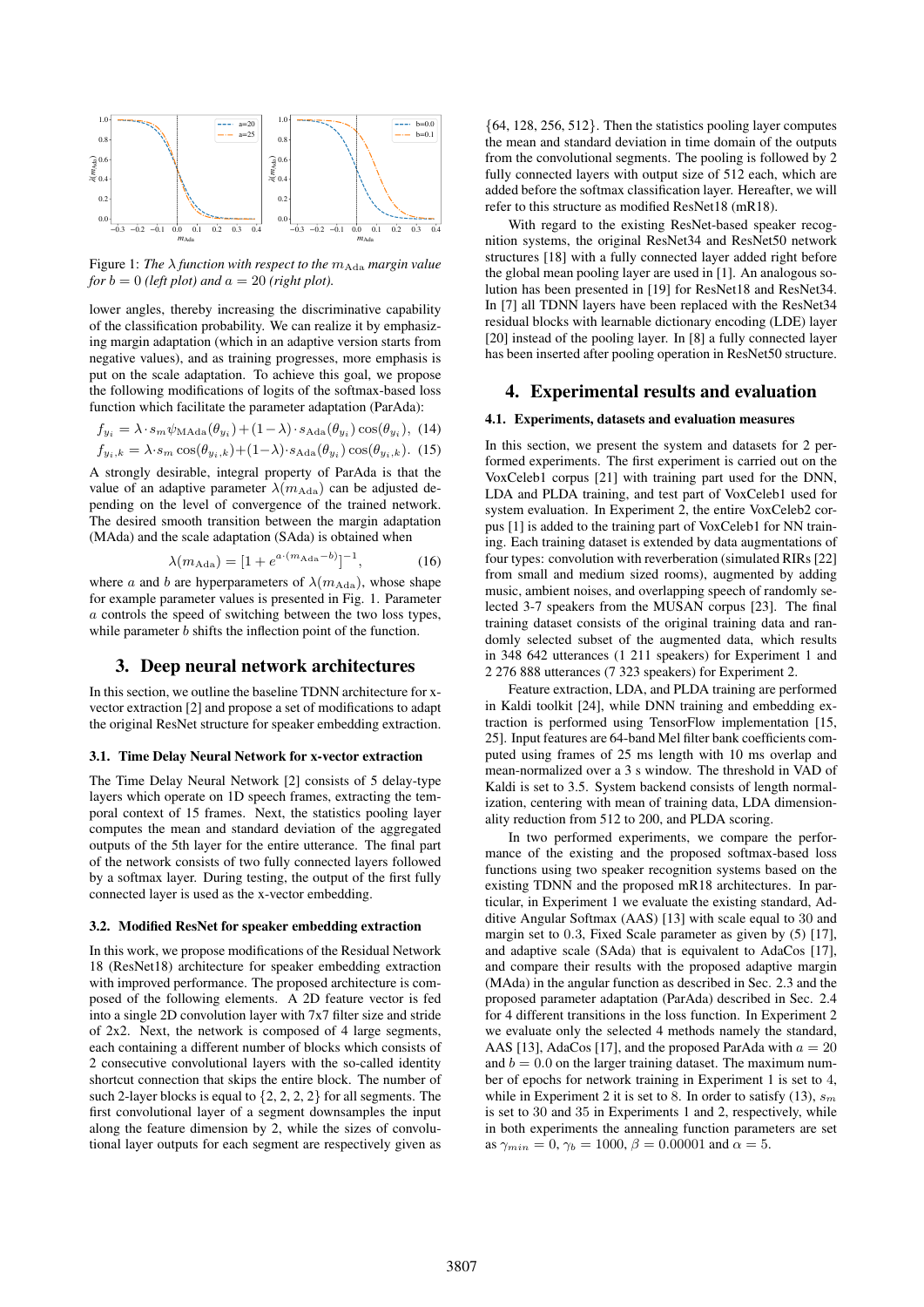Figure 1: *The $\lambda$ function with respect to the $m_{\mathrm{Ada}}$ margin value for $b = 0$ (left plot) and $a = 20$ (right plot).*

lower angles, thereby increasing the discriminative capability of the classification probability. We can realize it by emphasizing margin adaptation (which in an adaptive version starts from negative values), and as training progresses, more emphasis is put on the scale adaptation. To achieve this goal, we propose the following modifications of logits of the softmax-based loss function which facilitate the parameter adaptation (ParAda):

$$f_{y_i} = \lambda \cdot s_m \psi_{\mathrm{MAda}}(\theta_{y_i}) + (1-\lambda) \cdot s_{\mathrm{Ada}}(\theta_{y_i}) \cos(\theta_{y_i}), \quad (14)$$

$$f_{y_i,k} = \lambda \cdot s_m \cos(\theta_{y_i,k}) + (1-\lambda) \cdot s_{\mathrm{Ada}}(\theta_{y_i}) \cos(\theta_{y_i,k}). \quad (15)$$

A strongly desirable, integral property of ParAda is that the value of an adaptive parameter $\lambda(m_{\mathrm{Ada}})$ can be adjusted depending on the level of convergence of the trained network. The desired smooth transition between the margin adaptation (MAda) and the scale adaptation (SAda) is obtained when

$$\lambda(m_{\mathrm{Ada}}) = [1 + e^{a \cdot (m_{\mathrm{Ada}} - b)}]^{-1}, \quad (16)$$

where $a$ and $b$ are hyperparameters of $\lambda(m_{\mathrm{Ada}})$, whose shape for example parameter values is presented in Fig. 1. Parameter $a$ controls the speed of switching between the two loss types, while parameter $b$ shifts the inflection point of the function.

# 3. Deep neural network architectures

In this section, we outline the baseline TDNN architecture for x-vector extraction [2] and propose a set of modifications to adapt the original ResNet structure for speaker embedding extraction.

## 3.1. Time Delay Neural Network for x-vector extraction

The Time Delay Neural Network [2] consists of 5 delay-type layers which operate on 1D speech frames, extracting the temporal context of 15 frames. Next, the statistics pooling layer computes the mean and standard deviation of the aggregated outputs of the 5th layer for the entire utterance. The final part of the network consists of two fully connected layers followed by a softmax layer. During testing, the output of the first fully connected layer is used as the x-vector embedding.

## 3.2. Modified ResNet for speaker embedding extraction

In this work, we propose modifications of the Residual Network 18 (ResNet18) architecture for speaker embedding extraction with improved performance. The proposed architecture is composed of the following elements. A 2D feature vector is fed into a single 2D convolution layer with 7x7 filter size and stride of 2x2. Next, the network is composed of 4 large segments, each containing a different number of blocks which consists of 2 consecutive convolutional layers with the so-called identity shortcut connection that skips the entire block. The number of such 2-layer blocks is equal to $\{2, 2, 2, 2\}$ for all segments. The first convolutional layer of a segment downsamples the input along the feature dimension by 2, while the sizes of convolutional layer outputs for each segment are respectively given as $\{64, 128, 256, 512\}$. Then the statistics pooling layer computes the mean and standard deviation in time domain of the outputs from the convolutional segments. The pooling is followed by 2 fully connected layers with output size of 512 each, which are added before the softmax classification layer. Hereafter, we will refer to this structure as modified ResNet18 (mR18).

With regard to the existing ResNet-based speaker recognition systems, the original ResNet34 and ResNet50 network structures [18] with a fully connected layer added right before the global mean pooling layer are used in [1]. An analogous solution has been presented in [19] for ResNet18 and ResNet34. In [7] all TDNN layers have been replaced with the ResNet34 residual blocks with learnable dictionary encoding (LDE) layer [20] instead of the pooling layer. In [8] a fully connected layer has been inserted after pooling operation in ResNet50 structure.

# 4. Experimental results and evaluation

## 4.1. Experiments, datasets and evaluation measures

In this section, we present the system and datasets for 2 performed experiments. The first experiment is carried out on the VoxCeleb1 corpus [21] with training part used for the DNN, LDA and PLDA training, and test part of VoxCeleb1 used for system evaluation. In Experiment 2, the entire VoxCeleb2 corpus [1] is added to the training part of VoxCeleb1 for NN training. Each training dataset is extended by data augmentations of four types: convolution with reverberation (simulated RIRs [22] from small and medium sized rooms), augmented by adding music, ambient noises, and overlapping speech of randomly selected 3-7 speakers from the MUSAN corpus [23]. The final training dataset consists of the original training data and randomly selected subset of the augmented data, which results in 348 642 utterances (1 211 speakers) for Experiment 1 and 2 276 888 utterances (7 323 speakers) for Experiment 2.

Feature extraction, LDA, and PLDA training are performed in Kaldi toolkit [24], while DNN training and embedding extraction is performed using TensorFlow implementation [15, 25]. Input features are 64-band Mel filter bank coefficients computed using frames of 25 ms length with 10 ms overlap and mean-normalized over a 3 s window. The threshold in VAD of Kaldi is set to 3.5. System backend consists of length normalization, centering with mean of training data, LDA dimensionality reduction from 512 to 200, and PLDA scoring.

In two performed experiments, we compare the performance of the existing and the proposed softmax-based loss functions using two speaker recognition systems based on the existing TDNN and the proposed mR18 architectures. In particular, in Experiment 1 we evaluate the existing standard, Additive Angular Softmax (AAS) [13] with scale equal to 30 and margin set to 0.3, Fixed Scale parameter as given by (5) [17], and adaptive scale (SAda) that is equivalent to AdaCos [17], and compare their results with the proposed adaptive margin (MAda) in the angular function as described in Sec. 2.3 and the proposed parameter adaptation (ParAda) described in Sec. 2.4 for 4 different transitions in the loss function. In Experiment 2 we evaluate only the selected 4 methods namely the standard, AAS [13], AdaCos [17], and the proposed ParAda with $a = 20$ and $b = 0.0$ on the larger training dataset. The maximum number of epochs for network training in Experiment 1 is set to 4, while in Experiment 2 it is set to 8. In order to satisfy (13), $s_m$ is set to 30 and 35 in Experiments 1 and 2, respectively, while in both experiments the annealing function parameters are set as $\gamma_{min} = 0$, $\gamma_b = 1000$, $\beta = 0.00001$ and $\alpha = 5$.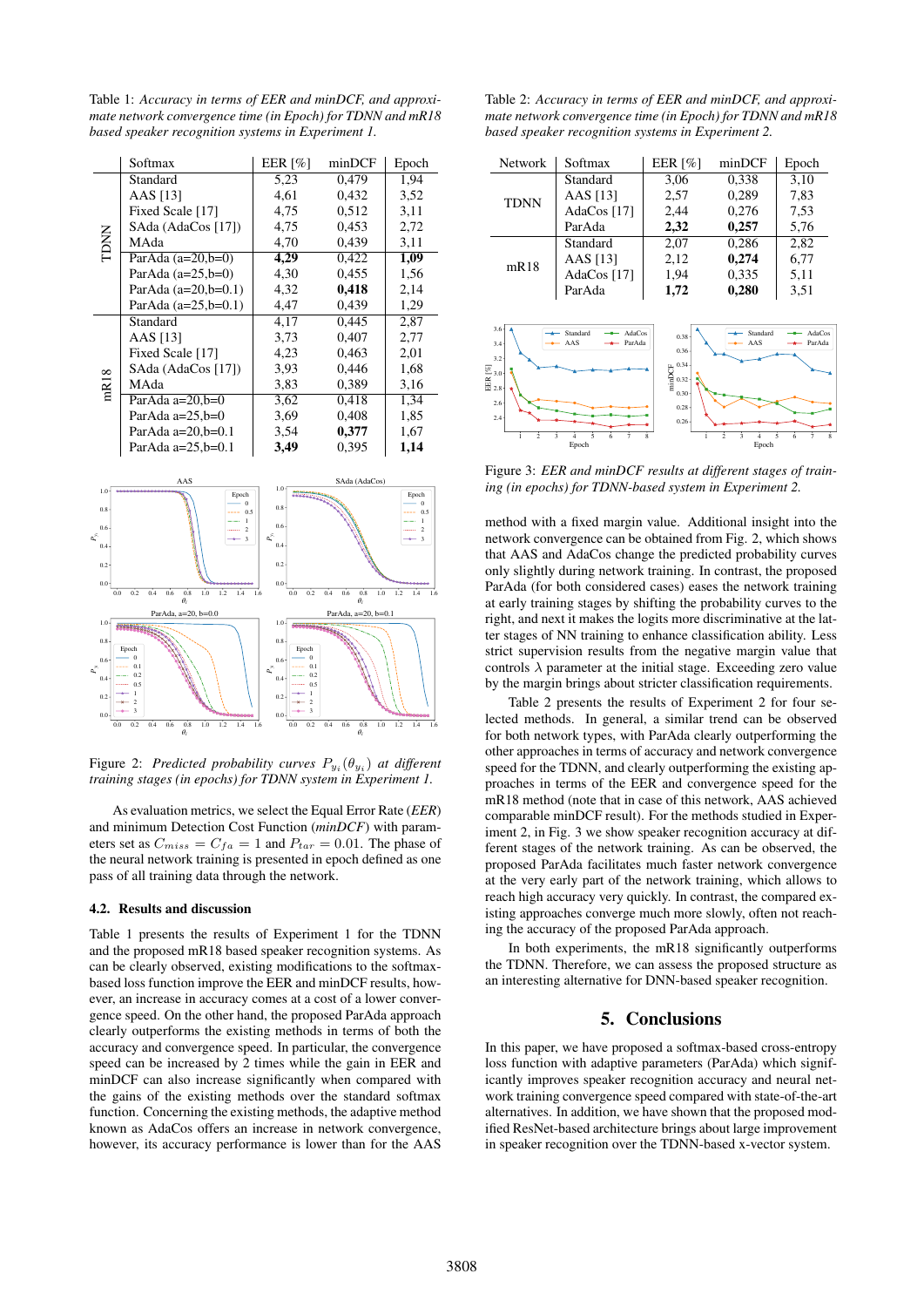Table 1: *Accuracy in terms of EER and minDCF, and approximate network convergence time (in Epoch) for TDNN and mR18 based speaker recognition systems in Experiment 1.*

| | Softmax | EER [%] | minDCF | Epoch |
|---|---|---|---|---|
| TDNN | Standard | 5,23 | 0,479 | 1,94 |
| | AAS [13] | 4,61 | 0,432 | 3,52 |
| | Fixed Scale [17] | 4,75 | 0,512 | 3,11 |
| | SAda (AdaCos [17]) | 4,75 | 0,453 | 2,72 |
| | MAda | 4,70 | 0,439 | 3,11 |
| | ParAda (a=20,b=0) | **4,29** | 0,422 | **1,09** |
| | ParAda (a=25,b=0) | 4,30 | 0,455 | 1,56 |
| | ParAda (a=20,b=0.1) | 4,32 | **0,418** | 2,14 |
| | ParAda (a=25,b=0.1) | 4,47 | 0,439 | 1,29 |
| mR18 | Standard | 4,17 | 0,445 | 2,87 |
| | AAS [13] | 3,73 | 0,407 | 2,77 |
| | Fixed Scale [17] | 4,23 | 0,463 | 2,01 |
| | SAda (AdaCos [17]) | 3,93 | 0,446 | 1,68 |
| | MAda | 3,83 | 0,389 | 3,16 |
| | ParAda a=20,b=0 | 3,62 | 0,418 | 1,34 |
| | ParAda a=25,b=0 | 3,69 | 0,408 | 1,85 |
| | ParAda a=20,b=0.1 | 3,54 | **0,377** | 1,67 |
| | ParAda a=25,b=0.1 | **3,49** | 0,395 | **1,14** |

Figure 2: *Predicted probability curves $P_{y_i}(\theta_{y_i})$ at different training stages (in epochs) for TDNN system in Experiment 1.*

As evaluation metrics, we select the Equal Error Rate (*EER*) and minimum Detection Cost Function (*minDCF*) with parameters set as $C_{miss} = C_{fa} = 1$ and $P_{tar} = 0.01$. The phase of the neural network training is presented in epoch defined as one pass of all training data through the network.

### 4.2. Results and discussion

Table 1 presents the results of Experiment 1 for the TDNN and the proposed mR18 based speaker recognition systems. As can be clearly observed, existing modifications to the softmax-based loss function improve the EER and minDCF results, however, an increase in accuracy comes at a cost of a lower convergence speed. On the other hand, the proposed ParAda approach clearly outperforms the existing methods in terms of both the accuracy and convergence speed. In particular, the convergence speed can be increased by 2 times while the gain in EER and minDCF can also increase significantly when compared with the gains of the existing methods over the standard softmax function. Concerning the existing methods, the adaptive method known as AdaCos offers an increase in network convergence, however, its accuracy performance is lower than for the AAS method with a fixed margin value. Additional insight into the network convergence can be obtained from Fig. 2, which shows that AAS and AdaCos change the predicted probability curves only slightly during network training. In contrast, the proposed ParAda (for both considered cases) eases the network training at early training stages by shifting the probability curves to the right, and next it makes the logits more discriminative at the latter stages of NN training to enhance classification ability. Less strict supervision results from the negative margin value that controls $\lambda$ parameter at the initial stage. Exceeding zero value by the margin brings about stricter classification requirements.

Table 2: *Accuracy in terms of EER and minDCF, and approximate network convergence time (in Epoch) for TDNN and mR18 based speaker recognition systems in Experiment 2.*

| Network | Softmax | EER [%] | minDCF | Epoch |
|---|---|---|---|---|
| TDNN | Standard | 3,06 | 0,338 | 3,10 |
| | AAS [13] | 2,57 | 0,289 | 7,83 |
| | AdaCos [17] | 2,44 | 0,276 | 7,53 |
| | ParAda | **2,32** | **0,257** | 5,76 |
| mR18 | Standard | 2,07 | 0,286 | 2,82 |
| | AAS [13] | 2,12 | **0,274** | 6,77 |
| | AdaCos [17] | 1,94 | 0,335 | 5,11 |
| | ParAda | **1,72** | **0,280** | 3,51 |

Figure 3: *EER and minDCF results at different stages of training (in epochs) for TDNN-based system in Experiment 2.*

Table 2 presents the results of Experiment 2 for four selected methods. In general, a similar trend can be observed for both network types, with ParAda clearly outperforming the other approaches in terms of accuracy and network convergence speed for the TDNN, and clearly outperforming the existing approaches in terms of the EER and convergence speed for the mR18 method (note that in case of this network, AAS achieved comparable minDCF result). For the methods studied in Experiment 2, in Fig. 3 we show speaker recognition accuracy at different stages of the network training. As can be observed, the proposed ParAda facilitates much faster network convergence at the very early part of the network training, which allows to reach high accuracy very quickly. In contrast, the compared existing approaches converge much more slowly, often not reaching the accuracy of the proposed ParAda approach.

In both experiments, the mR18 significantly outperforms the TDNN. Therefore, we can assess the proposed structure as an interesting alternative for DNN-based speaker recognition.

## 5. Conclusions

In this paper, we have proposed a softmax-based cross-entropy loss function with adaptive parameters (ParAda) which significantly improves speaker recognition accuracy and neural network training convergence speed compared with state-of-the-art alternatives. In addition, we have shown that the proposed modified ResNet-based architecture brings about large improvement in speaker recognition over the TDNN-based x-vector system.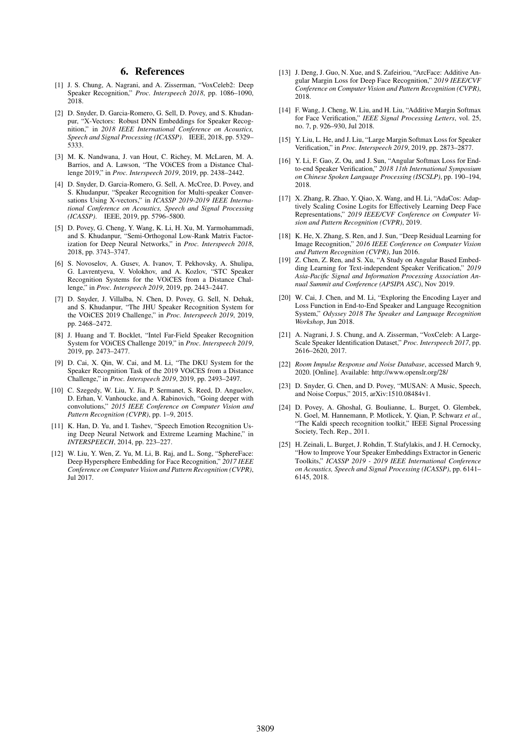## 6. References

[1] J. S. Chung, A. Nagrani, and A. Zisserman, "VoxCeleb2: Deep Speaker Recognition," *Proc. Interspeech 2018*, pp. 1086–1090, 2018.

[2] D. Snyder, D. Garcia-Romero, G. Sell, D. Povey, and S. Khudanpur, "X-Vectors: Robust DNN Embeddings for Speaker Recognition," in *2018 IEEE International Conference on Acoustics, Speech and Signal Processing (ICASSP)*. IEEE, 2018, pp. 5329–5333.

[3] M. K. Nandwana, J. van Hout, C. Richey, M. McLaren, M. A. Barrios, and A. Lawson, "The VOiCES from a Distance Challenge 2019," in *Proc. Interspeech 2019*, 2019, pp. 2438–2442.

[4] D. Snyder, D. Garcia-Romero, G. Sell, A. McCree, D. Povey, and S. Khudanpur, "Speaker Recognition for Multi-speaker Conversations Using X-vectors," in *ICASSP 2019-2019 IEEE International Conference on Acoustics, Speech and Signal Processing (ICASSP)*. IEEE, 2019, pp. 5796–5800.

[5] D. Povey, G. Cheng, Y. Wang, K. Li, H. Xu, M. Yarmohammadi, and S. Khudanpur, "Semi-Orthogonal Low-Rank Matrix Factorization for Deep Neural Networks," in *Proc. Interspeech 2018*, 2018, pp. 3743–3747.

[6] S. Novoselov, A. Gusev, A. Ivanov, T. Pekhovsky, A. Shulipa, G. Lavrentyeva, V. Volokhov, and A. Kozlov, "STC Speaker Recognition Systems for the VOiCES from a Distance Challenge," in *Proc. Interspeech 2019*, 2019, pp. 2443–2447.

[7] D. Snyder, J. Villalba, N. Chen, D. Povey, G. Sell, N. Dehak, and S. Khudanpur, "The JHU Speaker Recognition System for the VOiCES 2019 Challenge," in *Proc. Interspeech 2019*, 2019, pp. 2468–2472.

[8] J. Huang and T. Bocklet, "Intel Far-Field Speaker Recognition System for VOiCES Challenge 2019," in *Proc. Interspeech 2019*, 2019, pp. 2473–2477.

[9] D. Cai, X. Qin, W. Cai, and M. Li, "The DKU System for the Speaker Recognition Task of the 2019 VOiCES from a Distance Challenge," in *Proc. Interspeech 2019*, 2019, pp. 2493–2497.

[10] C. Szegedy, W. Liu, Y. Jia, P. Sermanet, S. Reed, D. Anguelov, D. Erhan, V. Vanhoucke, and A. Rabinovich, "Going deeper with convolutions," *2015 IEEE Conference on Computer Vision and Pattern Recognition (CVPR)*, pp. 1–9, 2015.

[11] K. Han, D. Yu, and I. Tashev, "Speech Emotion Recognition Using Deep Neural Network and Extreme Learning Machine," in *INTERSPEECH*, 2014, pp. 223–227.

[12] W. Liu, Y. Wen, Z. Yu, M. Li, B. Raj, and L. Song, "SphereFace: Deep Hypersphere Embedding for Face Recognition," *2017 IEEE Conference on Computer Vision and Pattern Recognition (CVPR)*, Jul 2017.

[13] J. Deng, J. Guo, N. Xue, and S. Zafeiriou, "ArcFace: Additive Angular Margin Loss for Deep Face Recognition," *2019 IEEE/CVF Conference on Computer Vision and Pattern Recognition (CVPR)*, 2018.

[14] F. Wang, J. Cheng, W. Liu, and H. Liu, "Additive Margin Softmax for Face Verification," *IEEE Signal Processing Letters*, vol. 25, no. 7, p. 926–930, Jul 2018.

[15] Y. Liu, L. He, and J. Liu, "Large Margin Softmax Loss for Speaker Verification," in *Proc. Interspeech 2019*, 2019, pp. 2873–2877.

[16] Y. Li, F. Gao, Z. Ou, and J. Sun, "Angular Softmax Loss for End-to-end Speaker Verification," *2018 11th International Symposium on Chinese Spoken Language Processing (ISCSLP)*, pp. 190–194, 2018.

[17] X. Zhang, R. Zhao, Y. Qiao, X. Wang, and H. Li, "AdaCos: Adaptively Scaling Cosine Logits for Effectively Learning Deep Face Representations," *2019 IEEE/CVF Conference on Computer Vision and Pattern Recognition (CVPR)*, 2019.

[18] K. He, X. Zhang, S. Ren, and J. Sun, "Deep Residual Learning for Image Recognition," *2016 IEEE Conference on Computer Vision and Pattern Recognition (CVPR)*, Jun 2016.

[19] Z. Chen, Z. Ren, and S. Xu, "A Study on Angular Based Embedding Learning for Text-independent Speaker Verification," *2019 Asia-Pacific Signal and Information Processing Association Annual Summit and Conference (APSIPA ASC)*, Nov 2019.

[20] W. Cai, J. Chen, and M. Li, "Exploring the Encoding Layer and Loss Function in End-to-End Speaker and Language Recognition System," *Odyssey 2018 The Speaker and Language Recognition Workshop*, Jun 2018.

[21] A. Nagrani, J. S. Chung, and A. Zisserman, "VoxCeleb: A Large-Scale Speaker Identification Dataset," *Proc. Interspeech 2017*, pp. 2616–2620, 2017.

[22] *Room Impulse Response and Noise Database*, accessed March 9, 2020. [Online]. Available: http://www.openslr.org/28/

[23] D. Snyder, G. Chen, and D. Povey, "MUSAN: A Music, Speech, and Noise Corpus," 2015, arXiv:1510.08484v1.

[24] D. Povey, A. Ghoshal, G. Boulianne, L. Burget, O. Glembek, N. Goel, M. Hannemann, P. Motlicek, Y. Qian, P. Schwarz *et al.*, "The Kaldi speech recognition toolkit," IEEE Signal Processing Society, Tech. Rep., 2011.

[25] H. Zeinali, L. Burget, J. Rohdin, T. Stafylakis, and J. H. Cernocky, "How to Improve Your Speaker Embeddings Extractor in Generic Toolkits," *ICASSP 2019 - 2019 IEEE International Conference on Acoustics, Speech and Signal Processing (ICASSP)*, pp. 6141–6145, 2018.